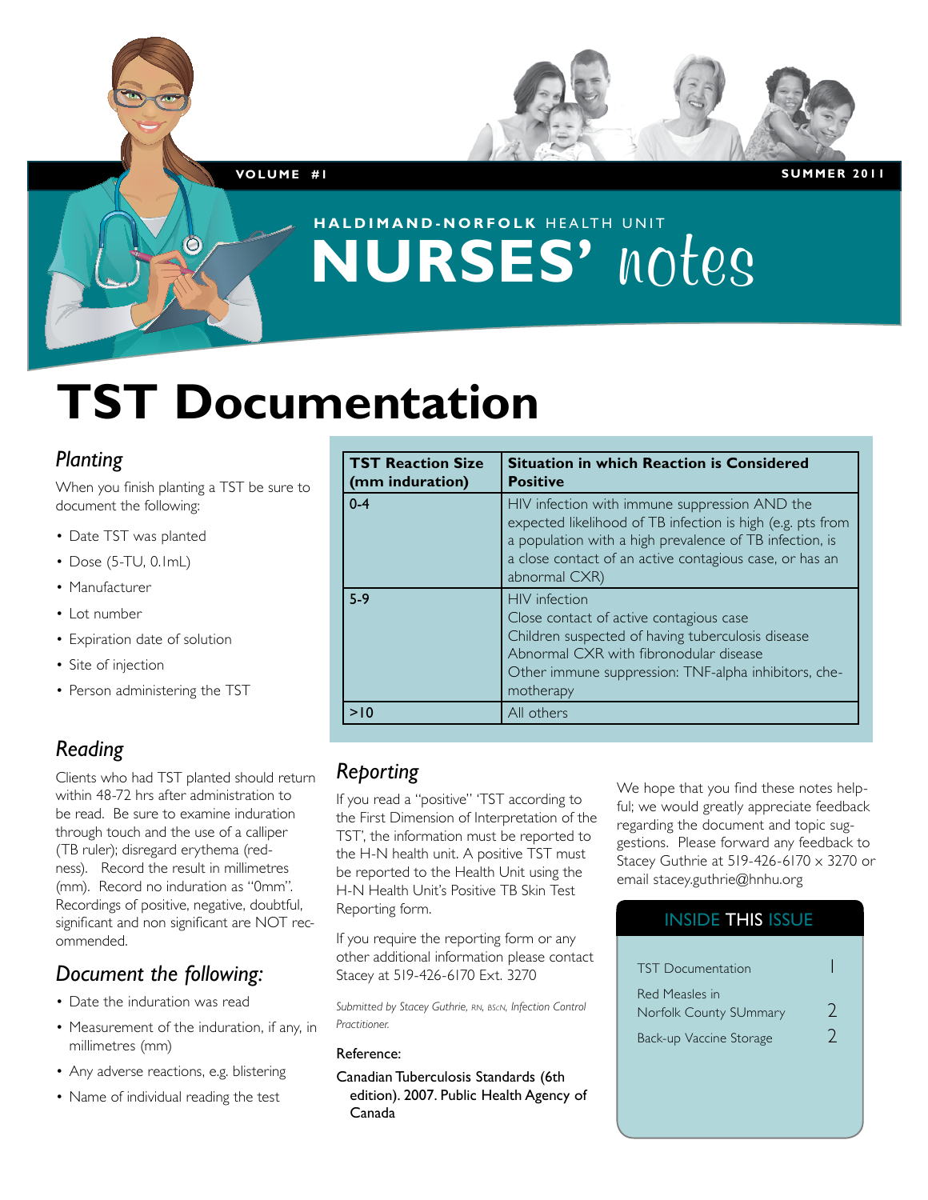VOLUME #1 — SUMMER 2011

HALDIMAND-NORFOLK HEALTH UNIT

# NURSES' notes

# TST Documentation

## *Planting*

When you finish planting a TST be sure to document the following:

- Date TST was planted
- Dose (5-TU, 0.1mL)
- Manufacturer
- Lot number
- Expiration date of solution
- Site of injection
- Person administering the TST

| TST Reaction Size (mm induration) | Situation in which Reaction is Considered Positive |
|---|---|
| 0-4 | HIV infection with immune suppression AND the expected likelihood of TB infection is high (e.g. pts from a population with a high prevalence of TB infection, is a close contact of an active contagious case, or has an abnormal CXR) |
| 5-9 | HIV infection<br>Close contact of active contagious case<br>Children suspected of having tuberculosis disease<br>Abnormal CXR with fibronodular disease<br>Other immune suppression: TNF-alpha inhibitors, chemotherapy |
| >10 | All others |

## *Reading*

Clients who had TST planted should return within 48-72 hrs after administration to be read. Be sure to examine induration through touch and the use of a calliper (TB ruler); disregard erythema (redness). Record the result in millimetres (mm). Record no induration as "0mm". Recordings of positive, negative, doubtful, significant and non significant are NOT recommended.

## *Document the following:*

- Date the induration was read
- Measurement of the induration, if any, in millimetres (mm)
- Any adverse reactions, e.g. blistering
- Name of individual reading the test

## *Reporting*

If you read a "positive" 'TST according to the First Dimension of Interpretation of the TST', the information must be reported to the H-N health unit. A positive TST must be reported to the Health Unit using the H-N Health Unit's Positive TB Skin Test Reporting form.

If you require the reporting form or any other additional information please contact Stacey at 519-426-6170 Ext. 3270

*Submitted by Stacey Guthrie, RN, BScN, Infection Control Practitioner.*

Reference:

Canadian Tuberculosis Standards (6th edition). 2007. Public Health Agency of Canada

We hope that you find these notes helpful; we would greatly appreciate feedback regarding the document and topic suggestions. Please forward any feedback to Stacey Guthrie at 519-426-6170 x 3270 or email stacey.guthrie@hnhu.org

### INSIDE THIS ISSUE

| | |
|---|---|
| TST Documentation | 1 |
| Red Measles in Norfolk County SUmmary | 2 |
| Back-up Vaccine Storage | 2 |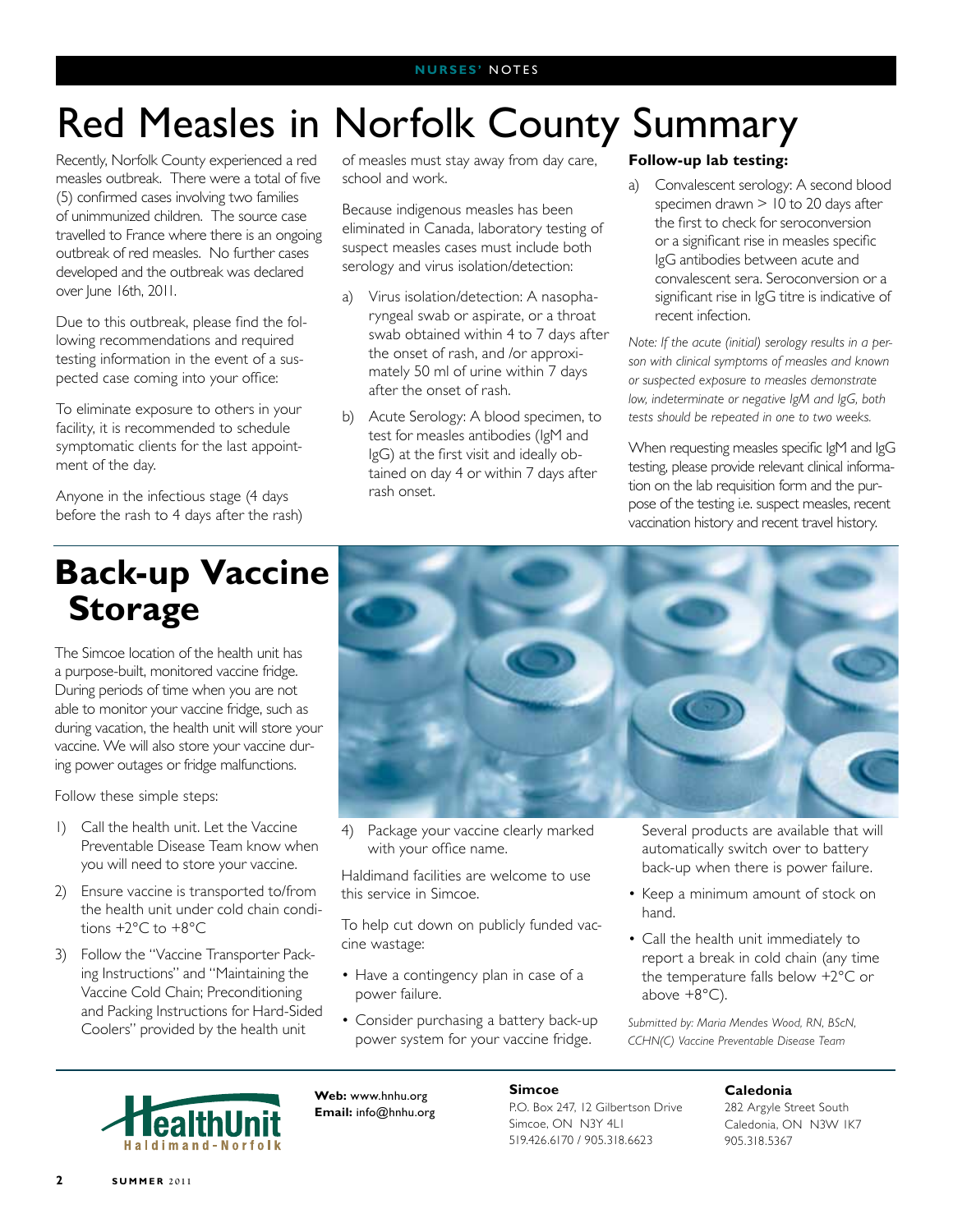NURSES' NOTES

# Red Measles in Norfolk County Summary

Recently, Norfolk County experienced a red measles outbreak. There were a total of five (5) confirmed cases involving two families of unimmunized children. The source case travelled to France where there is an ongoing outbreak of red measles. No further cases developed and the outbreak was declared over June 16th, 2011.

Due to this outbreak, please find the following recommendations and required testing information in the event of a suspected case coming into your office:

To eliminate exposure to others in your facility, it is recommended to schedule symptomatic clients for the last appointment of the day.

Anyone in the infectious stage (4 days before the rash to 4 days after the rash) of measles must stay away from day care, school and work.

Because indigenous measles has been eliminated in Canada, laboratory testing of suspect measles cases must include both serology and virus isolation/detection:

a) Virus isolation/detection: A nasopharyngeal swab or aspirate, or a throat swab obtained within 4 to 7 days after the onset of rash, and /or approximately 50 ml of urine within 7 days after the onset of rash.

b) Acute Serology: A blood specimen, to test for measles antibodies (IgM and IgG) at the first visit and ideally obtained on day 4 or within 7 days after rash onset.

**Follow-up lab testing:**

a) Convalescent serology: A second blood specimen drawn > 10 to 20 days after the first to check for seroconversion or a significant rise in measles specific IgG antibodies between acute and convalescent sera. Seroconversion or a significant rise in IgG titre is indicative of recent infection.

*Note: If the acute (initial) serology results in a person with clinical symptoms of measles and known or suspected exposure to measles demonstrate low, indeterminate or negative IgM and IgG, both tests should be repeated in one to two weeks.*

When requesting measles specific IgM and IgG testing, please provide relevant clinical information on the lab requisition form and the purpose of the testing i.e. suspect measles, recent vaccination history and recent travel history.

# Back-up Vaccine Storage

The Simcoe location of the health unit has a purpose-built, monitored vaccine fridge. During periods of time when you are not able to monitor your vaccine fridge, such as during vacation, the health unit will store your vaccine. We will also store your vaccine during power outages or fridge malfunctions.

Follow these simple steps:

1) Call the health unit. Let the Vaccine Preventable Disease Team know when you will need to store your vaccine.
2) Ensure vaccine is transported to/from the health unit under cold chain conditions +2°C to +8°C
3) Follow the "Vaccine Transporter Packing Instructions" and "Maintaining the Vaccine Cold Chain; Preconditioning and Packing Instructions for Hard-Sided Coolers" provided by the health unit
4) Package your vaccine clearly marked with your office name.

Haldimand facilities are welcome to use this service in Simcoe.

To help cut down on publicly funded vaccine wastage:

- Have a contingency plan in case of a power failure.
- Consider purchasing a battery back-up power system for your vaccine fridge. Several products are available that will automatically switch over to battery back-up when there is power failure.
- Keep a minimum amount of stock on hand.
- Call the health unit immediately to report a break in cold chain (any time the temperature falls below +2°C or above +8°C).

*Submitted by: Maria Mendes Wood, RN, BScN, CCHN(C) Vaccine Preventable Disease Team*

HealthUnit Haldimand-Norfolk

**Web:** www.hnhu.org
**Email:** info@hnhu.org

**Simcoe**
P.O. Box 247, 12 Gilbertson Drive
Simcoe, ON N3Y 4L1
519.426.6170 / 905.318.6623

**Caledonia**
282 Argyle Street South
Caledonia, ON N3W 1K7
905.318.5367